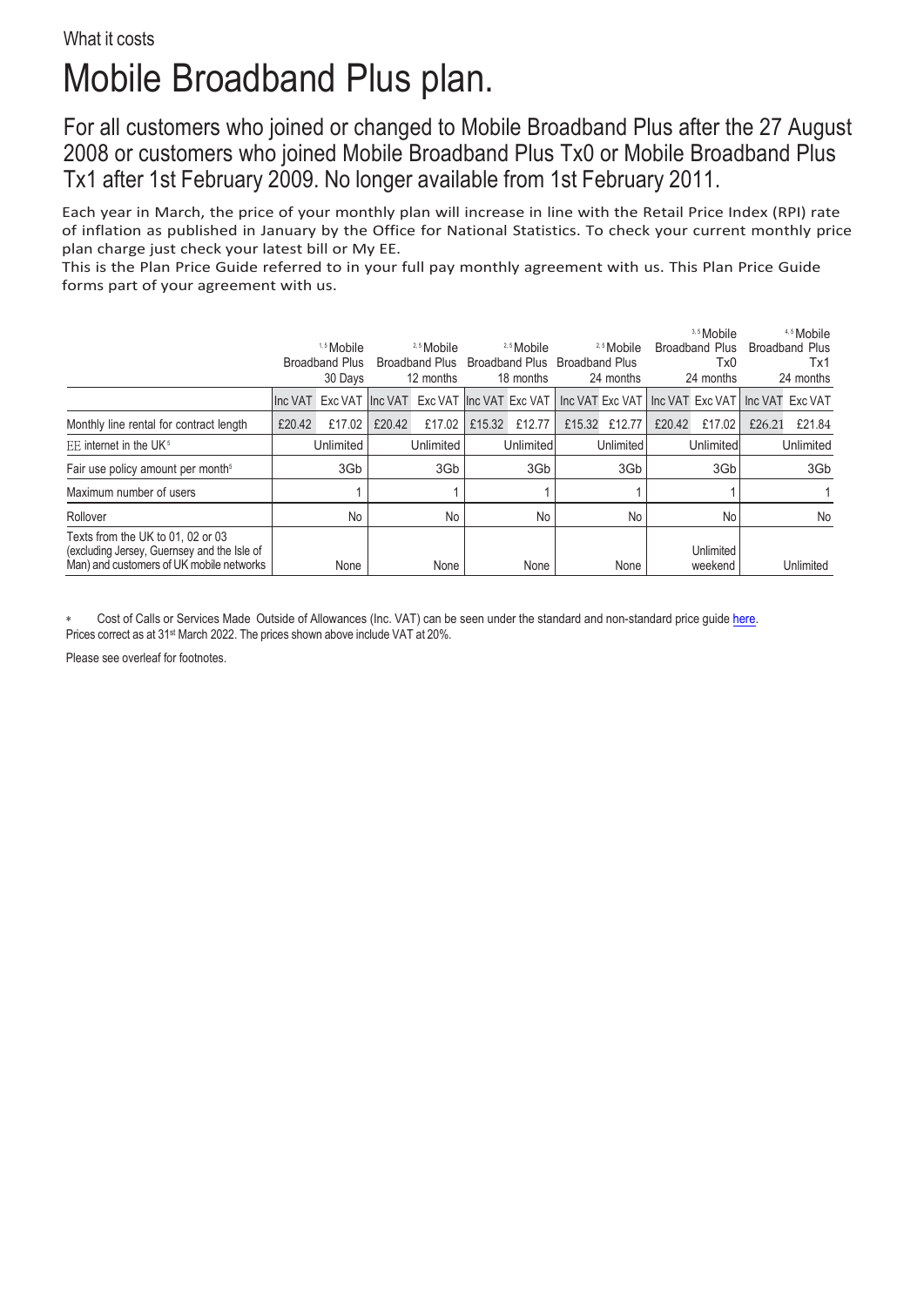What it costs

# Mobile Broadband Plus plan.

## For all customers who joined or changed to Mobile Broadband Plus after the 27 August 2008 or customers who joined Mobile Broadband Plus Tx0 or Mobile Broadband Plus Tx1 after 1st February 2009. No longer available from 1st February 2011.

Each year in March, the price of your monthly plan will increase in line with the Retail Price Index (RPI) rate of inflation as published in January by the Office for National Statistics. To check your current monthly price plan charge just check your latest bill or My EE.

This is the Plan Price Guide referred to in your full pay monthly agreement with us. This Plan Price Guide forms part of your agreement with us.

| | [1,5] Mobile Broadband Plus 30 Days | | [2,5] Mobile Broadband Plus 12 months | | [2,5] Mobile Broadband Plus 18 months | | [2,5] Mobile Broadband Plus 24 months | | [3,5] Mobile Broadband Plus Tx0 24 months | | [4,5] Mobile Broadband Plus Tx1 24 months | |
|---|---|---|---|---|---|---|---|---|---|---|---|---|
| | Inc VAT | Exc VAT | Inc VAT | Exc VAT | Inc VAT | Exc VAT | Inc VAT | Exc VAT | Inc VAT | Exc VAT | Inc VAT | Exc VAT |
| Monthly line rental for contract length | £20.42 | £17.02 | £20.42 | £17.02 | £15.32 | £12.77 | £15.32 | £12.77 | £20.42 | £17.02 | £26.21 | £21.84 |
| EE internet in the UK[5] | | Unlimited | | Unlimited | | Unlimited | | Unlimited | | Unlimited | | Unlimited |
| Fair use policy amount per month[5] | | 3Gb | | 3Gb | | 3Gb | | 3Gb | | 3Gb | | 3Gb |
| Maximum number of users | | 1 | | 1 | | 1 | | 1 | | 1 | | 1 |
| Rollover | | No | | No | | No | | No | | No | | No |
| Texts from the UK to 01, 02 or 03 (excluding Jersey, Guernsey and the Isle of Man) and customers of UK mobile networks | | None | | None | | None | | None | | Unlimited weekend | | Unlimited |

* Cost of Calls or Services Made Outside of Allowances (Inc. VAT) can be seen under the standard and non-standard price guide here.

Prices correct as at 31st March 2022. The prices shown above include VAT at 20%.

Please see overleaf for footnotes.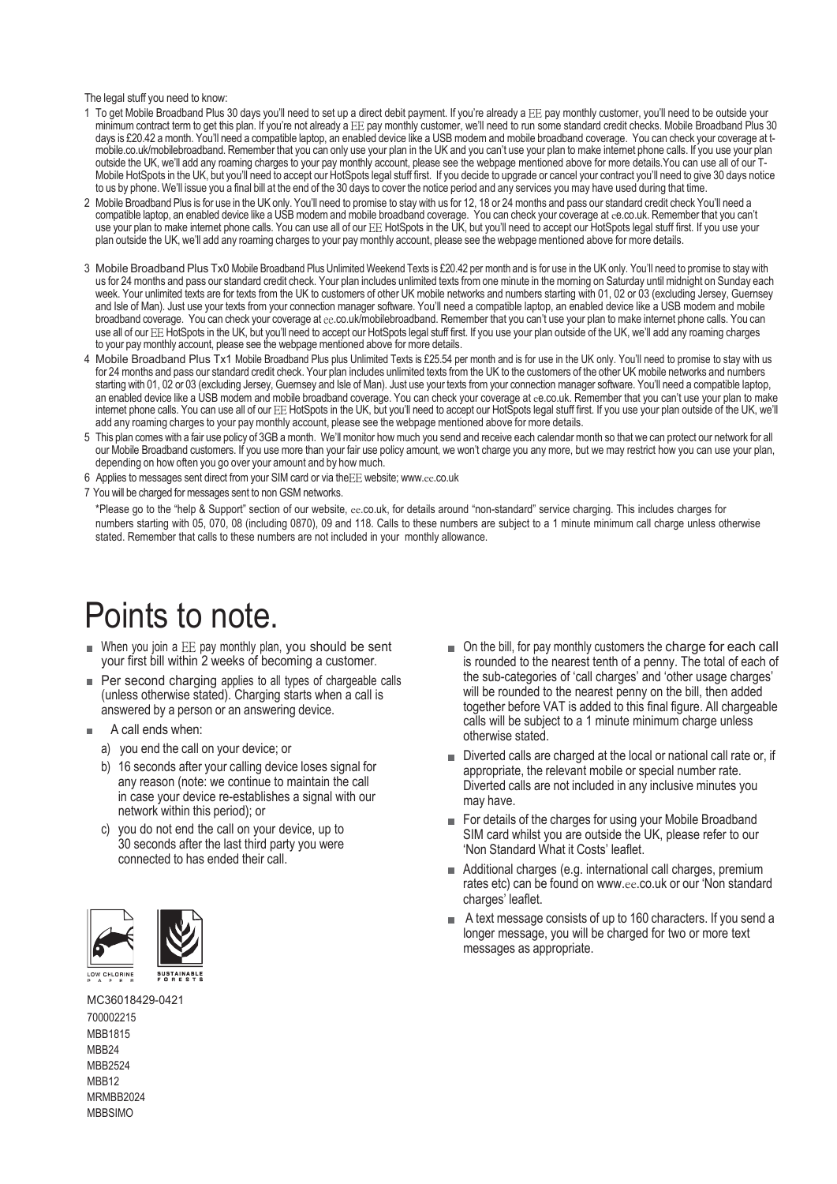The legal stuff you need to know:

1. To get Mobile Broadband Plus 30 days you'll need to set up a direct debit payment. If you're already a EE pay monthly customer, you'll need to be outside your minimum contract term to get this plan. If you're not already a EE pay monthly customer, we'll need to run some standard credit checks. Mobile Broadband Plus 30 days is £20.42 a month. You'll need a compatible laptop, an enabled device like a USB modem and mobile broadband coverage. You can check your coverage at t-mobile.co.uk/mobilebroadband. Remember that you can only use your plan in the UK and you can't use your plan to make internet phone calls. If you use your plan outside the UK, we'll add any roaming charges to your pay monthly account, please see the webpage mentioned above for more details.You can use all of our T-Mobile HotSpots in the UK, but you'll need to accept our HotSpots legal stuff first. If you decide to upgrade or cancel your contract you'll need to give 30 days notice to us by phone. We'll issue you a final bill at the end of the 30 days to cover the notice period and any services you may have used during that time.
2. Mobile Broadband Plus is for use in the UK only. You'll need to promise to stay with us for 12, 18 or 24 months and pass our standard credit check You'll need a compatible laptop, an enabled device like a USB modem and mobile broadband coverage. You can check your coverage at ee.co.uk. Remember that you can't use your plan to make internet phone calls. You can use all of our EE HotSpots in the UK, but you'll need to accept our HotSpots legal stuff first. If you use your plan outside the UK, we'll add any roaming charges to your pay monthly account, please see the webpage mentioned above for more details.
3. Mobile Broadband Plus Tx0 Mobile Broadband Plus Unlimited Weekend Texts is £20.42 per month and is for use in the UK only. You'll need to promise to stay with us for 24 months and pass our standard credit check. Your plan includes unlimited texts from one minute in the morning on Saturday until midnight on Sunday each week. Your unlimited texts are for texts from the UK to customers of other UK mobile networks and numbers starting with 01, 02 or 03 (excluding Jersey, Guernsey and Isle of Man). Just use your texts from your connection manager software. You'll need a compatible laptop, an enabled device like a USB modem and mobile broadband coverage. You can check your coverage at ee.co.uk/mobilebroadband. Remember that you can't use your plan to make internet phone calls. You can use all of our EE HotSpots in the UK, but you'll need to accept our HotSpots legal stuff first. If you use your plan outside of the UK, we'll add any roaming charges to your pay monthly account, please see the webpage mentioned above for more details.
4. Mobile Broadband Plus Tx1 Mobile Broadband Plus plus Unlimited Texts is £25.54 per month and is for use in the UK only. You'll need to promise to stay with us for 24 months and pass our standard credit check. Your plan includes unlimited texts from the UK to the customers of the other UK mobile networks and numbers starting with 01, 02 or 03 (excluding Jersey, Guernsey and Isle of Man). Just use your texts from your connection manager software. You'll need a compatible laptop, an enabled device like a USB modem and mobile broadband coverage. You can check your coverage at ee.co.uk. Remember that you can't use your plan to make internet phone calls. You can use all of our EE HotSpots in the UK, but you'll need to accept our HotSpots legal stuff first. If you use your plan outside of the UK, we'll add any roaming charges to your pay monthly account, please see the webpage mentioned above for more details.
5. This plan comes with a fair use policy of 3GB a month. We'll monitor how much you send and receive each calendar month so that we can protect our network for all our Mobile Broadband customers. If you use more than your fair use policy amount, we won't charge you any more, but we may restrict how you can use your plan, depending on how often you go over your amount and by how much.
6. Applies to messages sent direct from your SIM card or via the EE website; www.ee.co.uk
7. You will be charged for messages sent to non GSM networks.

*Please go to the "help & Support" section of our website, ee.co.uk, for details around "non-standard" service charging. This includes charges for numbers starting with 05, 070, 08 (including 0870), 09 and 118. Calls to these numbers are subject to a 1 minute minimum call charge unless otherwise stated. Remember that calls to these numbers are not included in your monthly allowance.

# Points to note.

- When you join a EE pay monthly plan, you should be sent your first bill within 2 weeks of becoming a customer.
- Per second charging applies to all types of chargeable calls (unless otherwise stated). Charging starts when a call is answered by a person or an answering device.
- A call ends when:
  a) you end the call on your device; or
  b) 16 seconds after your calling device loses signal for any reason (note: we continue to maintain the call in case your device re-establishes a signal with our network within this period); or
  c) you do not end the call on your device, up to 30 seconds after the last third party you were connected to has ended their call.
- On the bill, for pay monthly customers the charge for each call is rounded to the nearest tenth of a penny. The total of each of the sub-categories of 'call charges' and 'other usage charges' will be rounded to the nearest penny on the bill, then added together before VAT is added to this final figure. All chargeable calls will be subject to a 1 minute minimum charge unless otherwise stated.
- Diverted calls are charged at the local or national call rate or, if appropriate, the relevant mobile or special number rate. Diverted calls are not included in any inclusive minutes you may have.
- For details of the charges for using your Mobile Broadband SIM card whilst you are outside the UK, please refer to our 'Non Standard What it Costs' leaflet.
- Additional charges (e.g. international call charges, premium rates etc) can be found on www.ee.co.uk or our 'Non standard charges' leaflet.
- A text message consists of up to 160 characters. If you send a longer message, you will be charged for two or more text messages as appropriate.

LOW CHLORINE PAPER

SUSTAINABLE FORESTS

MC36018429-0421
700002215
MBB1815
MBB24
MBB2524
MBB12
MRMBB2024
MBBSIMO